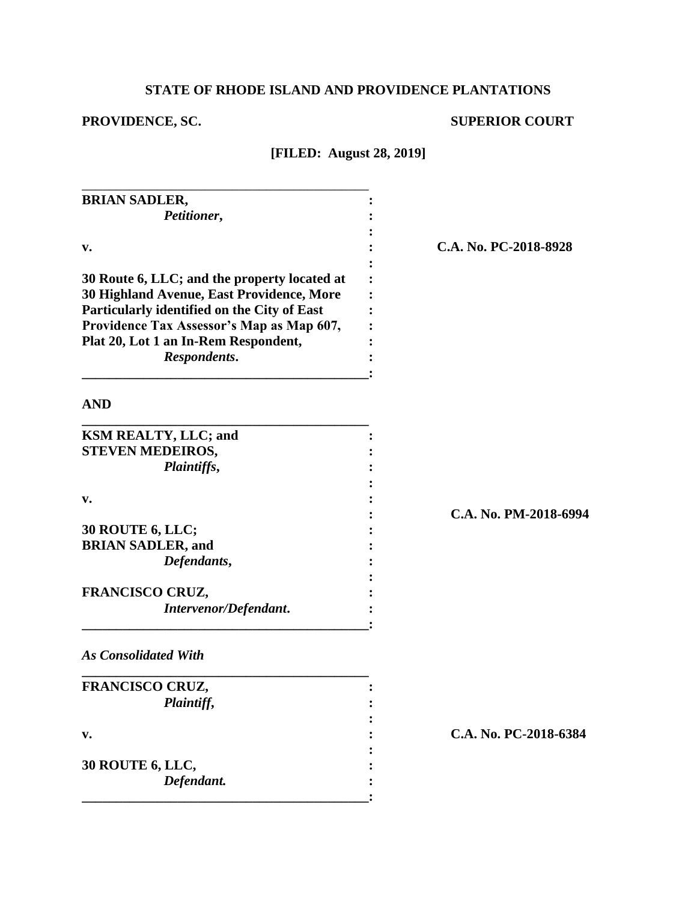**STATE OF RHODE ISLAND AND PROVIDENCE PLANTATIONS**

**PROVIDENCE, SC.** **SUPERIOR COURT**

**[FILED: August 28, 2019]**

| | | |
|---|---|---|
| **BRIAN SADLER,** *Petitioner,* | : | |
| **v.** | : | **C.A. No. PC-2018-8928** |
| **30 Route 6, LLC; and the property located at 30 Highland Avenue, East Providence, More Particularly identified on the City of East Providence Tax Assessor's Map as Map 607, Plat 20, Lot 1 an In-Rem Respondent,** *Respondents***.** | : | |

**AND**

| | | |
|---|---|---|
| **KSM REALTY, LLC; and STEVEN MEDEIROS,** *Plaintiffs***,** | : | |
| **v.** | : | **C.A. No. PM-2018-6994** |
| **30 ROUTE 6, LLC; BRIAN SADLER, and** *Defendants***,** | : | |
| **FRANCISCO CRUZ,** *Intervenor/Defendant***.** | : | |

***As Consolidated With***

| | | |
|---|---|---|
| **FRANCISCO CRUZ,** *Plaintiff***,** | : | |
| **v.** | : | **C.A. No. PC-2018-6384** |
| **30 ROUTE 6, LLC,** *Defendant.* | : | |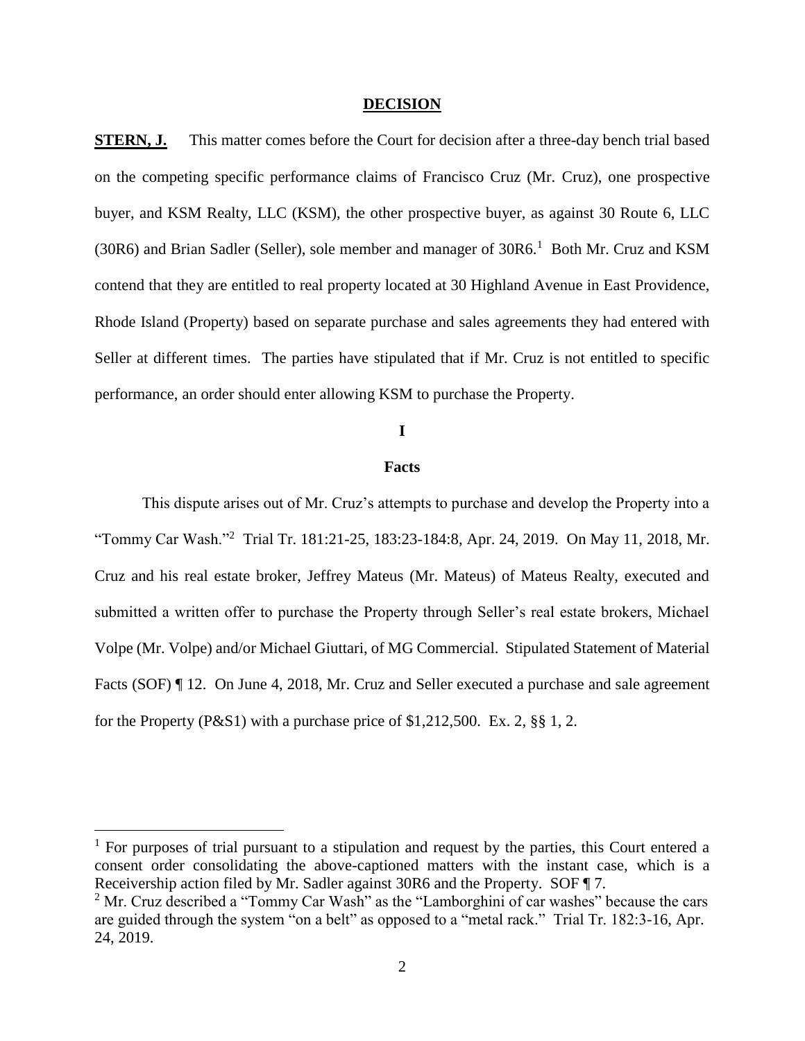## DECISION

**STERN, J.** This matter comes before the Court for decision after a three-day bench trial based on the competing specific performance claims of Francisco Cruz (Mr. Cruz), one prospective buyer, and KSM Realty, LLC (KSM), the other prospective buyer, as against 30 Route 6, LLC (30R6) and Brian Sadler (Seller), sole member and manager of 30R6.[1] Both Mr. Cruz and KSM contend that they are entitled to real property located at 30 Highland Avenue in East Providence, Rhode Island (Property) based on separate purchase and sales agreements they had entered with Seller at different times. The parties have stipulated that if Mr. Cruz is not entitled to specific performance, an order should enter allowing KSM to purchase the Property.

### I

### Facts

This dispute arises out of Mr. Cruz's attempts to purchase and develop the Property into a "Tommy Car Wash."[2] Trial Tr. 181:21-25, 183:23-184:8, Apr. 24, 2019. On May 11, 2018, Mr. Cruz and his real estate broker, Jeffrey Mateus (Mr. Mateus) of Mateus Realty, executed and submitted a written offer to purchase the Property through Seller's real estate brokers, Michael Volpe (Mr. Volpe) and/or Michael Giuttari, of MG Commercial. Stipulated Statement of Material Facts (SOF) ¶ 12. On June 4, 2018, Mr. Cruz and Seller executed a purchase and sale agreement for the Property (P&S1) with a purchase price of $1,212,500. Ex. 2, §§ 1, 2.

---

[1] For purposes of trial pursuant to a stipulation and request by the parties, this Court entered a consent order consolidating the above-captioned matters with the instant case, which is a Receivership action filed by Mr. Sadler against 30R6 and the Property. SOF ¶ 7.

[2] Mr. Cruz described a "Tommy Car Wash" as the "Lamborghini of car washes" because the cars are guided through the system "on a belt" as opposed to a "metal rack." Trial Tr. 182:3-16, Apr. 24, 2019.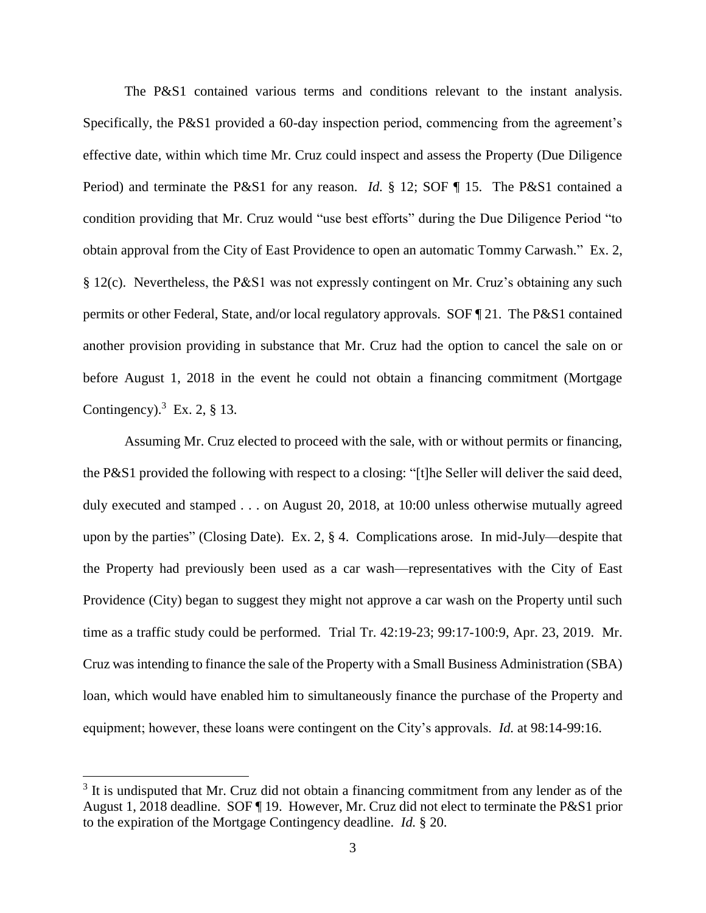The P&S1 contained various terms and conditions relevant to the instant analysis. Specifically, the P&S1 provided a 60-day inspection period, commencing from the agreement's effective date, within which time Mr. Cruz could inspect and assess the Property (Due Diligence Period) and terminate the P&S1 for any reason. *Id.* § 12; SOF ¶ 15. The P&S1 contained a condition providing that Mr. Cruz would "use best efforts" during the Due Diligence Period "to obtain approval from the City of East Providence to open an automatic Tommy Carwash." Ex. 2, § 12(c). Nevertheless, the P&S1 was not expressly contingent on Mr. Cruz's obtaining any such permits or other Federal, State, and/or local regulatory approvals. SOF ¶ 21. The P&S1 contained another provision providing in substance that Mr. Cruz had the option to cancel the sale on or before August 1, 2018 in the event he could not obtain a financing commitment (Mortgage Contingency).[3] Ex. 2, § 13.

Assuming Mr. Cruz elected to proceed with the sale, with or without permits or financing, the P&S1 provided the following with respect to a closing: "[t]he Seller will deliver the said deed, duly executed and stamped . . . on August 20, 2018, at 10:00 unless otherwise mutually agreed upon by the parties" (Closing Date). Ex. 2, § 4. Complications arose. In mid-July—despite that the Property had previously been used as a car wash—representatives with the City of East Providence (City) began to suggest they might not approve a car wash on the Property until such time as a traffic study could be performed. Trial Tr. 42:19-23; 99:17-100:9, Apr. 23, 2019. Mr. Cruz was intending to finance the sale of the Property with a Small Business Administration (SBA) loan, which would have enabled him to simultaneously finance the purchase of the Property and equipment; however, these loans were contingent on the City's approvals. *Id.* at 98:14-99:16.

[3] It is undisputed that Mr. Cruz did not obtain a financing commitment from any lender as of the August 1, 2018 deadline. SOF ¶ 19. However, Mr. Cruz did not elect to terminate the P&S1 prior to the expiration of the Mortgage Contingency deadline. *Id.* § 20.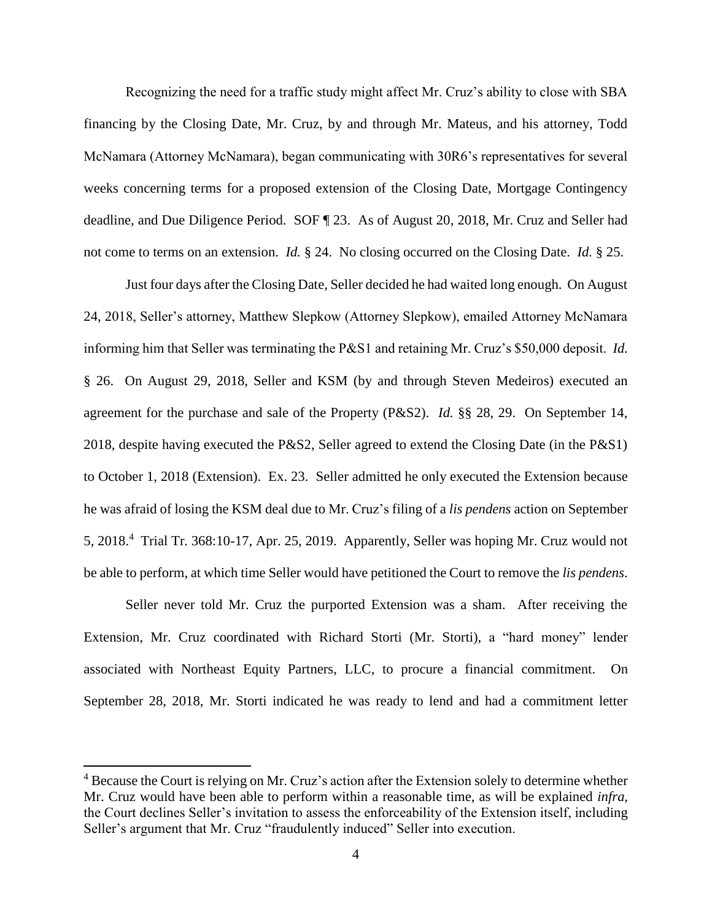Recognizing the need for a traffic study might affect Mr. Cruz's ability to close with SBA financing by the Closing Date, Mr. Cruz, by and through Mr. Mateus, and his attorney, Todd McNamara (Attorney McNamara), began communicating with 30R6's representatives for several weeks concerning terms for a proposed extension of the Closing Date, Mortgage Contingency deadline, and Due Diligence Period. SOF ¶ 23. As of August 20, 2018, Mr. Cruz and Seller had not come to terms on an extension. *Id.* § 24. No closing occurred on the Closing Date. *Id.* § 25.

Just four days after the Closing Date, Seller decided he had waited long enough. On August 24, 2018, Seller's attorney, Matthew Slepkow (Attorney Slepkow), emailed Attorney McNamara informing him that Seller was terminating the P&S1 and retaining Mr. Cruz's $50,000 deposit. *Id.* § 26. On August 29, 2018, Seller and KSM (by and through Steven Medeiros) executed an agreement for the purchase and sale of the Property (P&S2). *Id.* §§ 28, 29. On September 14, 2018, despite having executed the P&S2, Seller agreed to extend the Closing Date (in the P&S1) to October 1, 2018 (Extension). Ex. 23. Seller admitted he only executed the Extension because he was afraid of losing the KSM deal due to Mr. Cruz's filing of a *lis pendens* action on September 5, 2018.[4] Trial Tr. 368:10-17, Apr. 25, 2019. Apparently, Seller was hoping Mr. Cruz would not be able to perform, at which time Seller would have petitioned the Court to remove the *lis pendens*.

Seller never told Mr. Cruz the purported Extension was a sham. After receiving the Extension, Mr. Cruz coordinated with Richard Storti (Mr. Storti), a "hard money" lender associated with Northeast Equity Partners, LLC, to procure a financial commitment. On September 28, 2018, Mr. Storti indicated he was ready to lend and had a commitment letter

---

[4] Because the Court is relying on Mr. Cruz's action after the Extension solely to determine whether Mr. Cruz would have been able to perform within a reasonable time, as will be explained *infra*, the Court declines Seller's invitation to assess the enforceability of the Extension itself, including Seller's argument that Mr. Cruz "fraudulently induced" Seller into execution.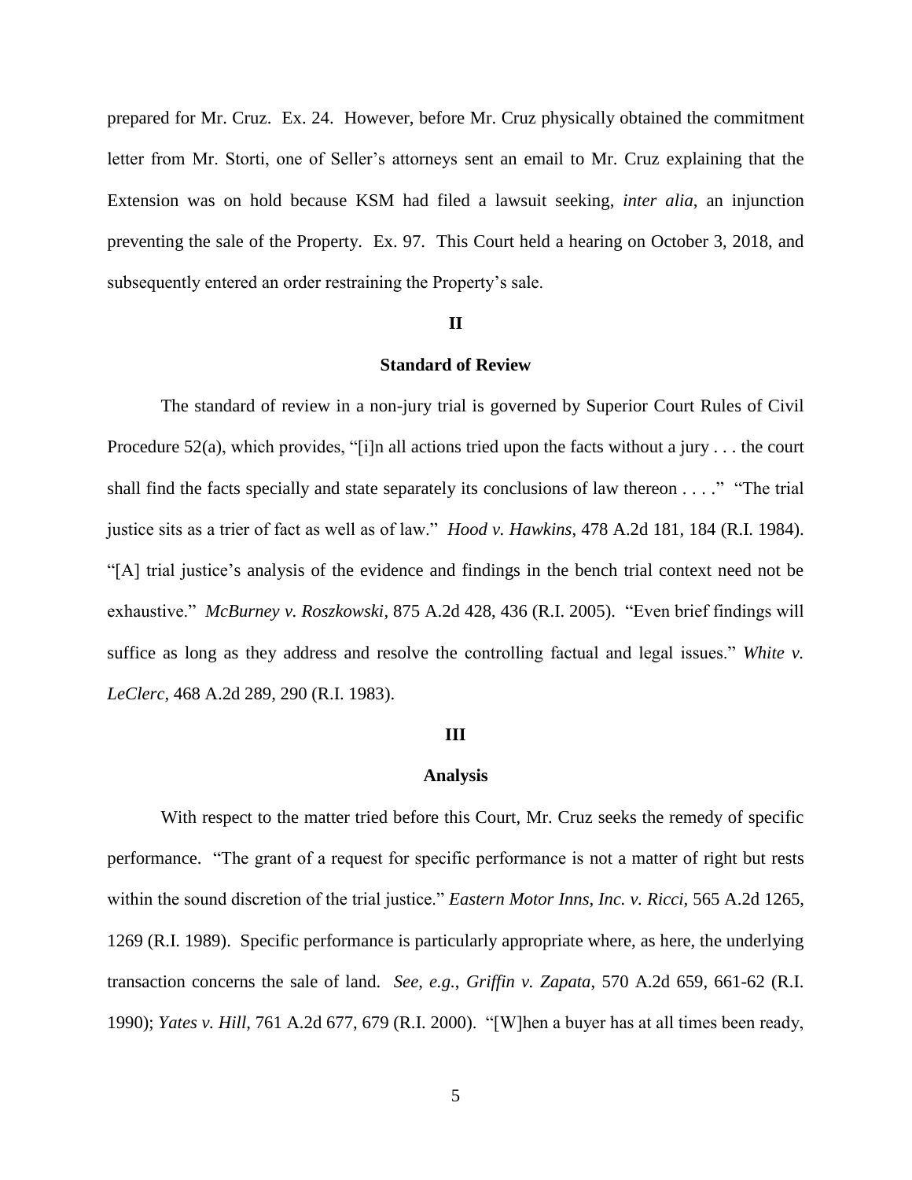prepared for Mr. Cruz. Ex. 24. However, before Mr. Cruz physically obtained the commitment letter from Mr. Storti, one of Seller's attorneys sent an email to Mr. Cruz explaining that the Extension was on hold because KSM had filed a lawsuit seeking, *inter alia*, an injunction preventing the sale of the Property. Ex. 97. This Court held a hearing on October 3, 2018, and subsequently entered an order restraining the Property's sale.

## II

## Standard of Review

The standard of review in a non-jury trial is governed by Superior Court Rules of Civil Procedure 52(a), which provides, "[i]n all actions tried upon the facts without a jury . . . the court shall find the facts specially and state separately its conclusions of law thereon . . . ." "The trial justice sits as a trier of fact as well as of law." *Hood v. Hawkins*, 478 A.2d 181, 184 (R.I. 1984). "[A] trial justice's analysis of the evidence and findings in the bench trial context need not be exhaustive." *McBurney v. Roszkowski*, 875 A.2d 428, 436 (R.I. 2005). "Even brief findings will suffice as long as they address and resolve the controlling factual and legal issues." *White v. LeClerc*, 468 A.2d 289, 290 (R.I. 1983).

## III

## Analysis

With respect to the matter tried before this Court, Mr. Cruz seeks the remedy of specific performance. "The grant of a request for specific performance is not a matter of right but rests within the sound discretion of the trial justice." *Eastern Motor Inns, Inc. v. Ricci*, 565 A.2d 1265, 1269 (R.I. 1989). Specific performance is particularly appropriate where, as here, the underlying transaction concerns the sale of land. *See, e.g.*, *Griffin v. Zapata*, 570 A.2d 659, 661-62 (R.I. 1990); *Yates v. Hill*, 761 A.2d 677, 679 (R.I. 2000). "[W]hen a buyer has at all times been ready,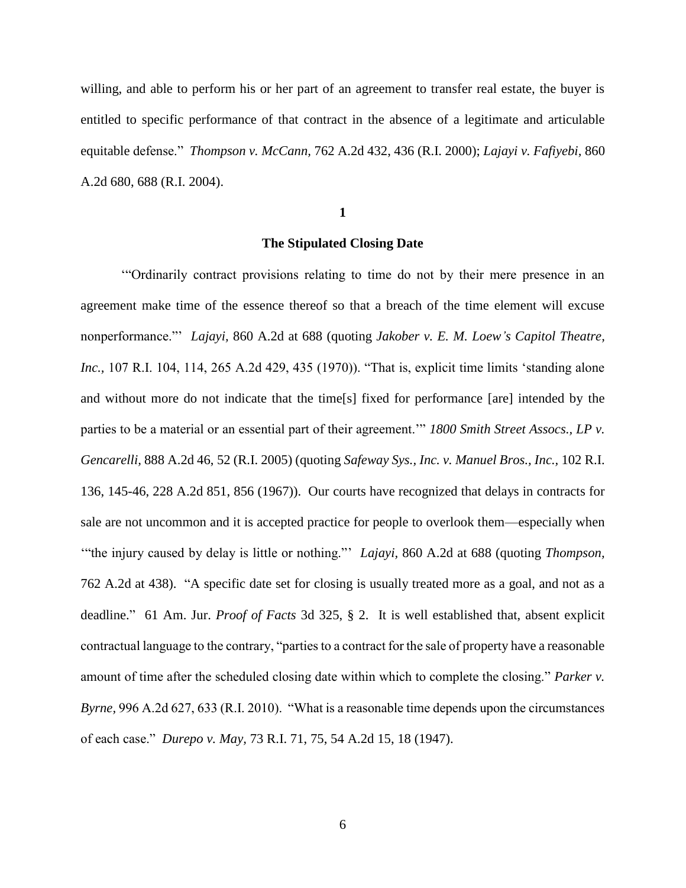willing, and able to perform his or her part of an agreement to transfer real estate, the buyer is entitled to specific performance of that contract in the absence of a legitimate and articulable equitable defense." *Thompson v. McCann,* 762 A.2d 432, 436 (R.I. 2000); *Lajayi v. Fafiyebi,* 860 A.2d 680, 688 (R.I. 2004).

**1**

**The Stipulated Closing Date**

'"Ordinarily contract provisions relating to time do not by their mere presence in an agreement make time of the essence thereof so that a breach of the time element will excuse nonperformance."' *Lajayi,* 860 A.2d at 688 (quoting *Jakober v. E. M. Loew's Capitol Theatre, Inc.,* 107 R.I. 104, 114, 265 A.2d 429, 435 (1970)). "That is, explicit time limits 'standing alone and without more do not indicate that the time[s] fixed for performance [are] intended by the parties to be a material or an essential part of their agreement.'" *1800 Smith Street Assocs., LP v. Gencarelli,* 888 A.2d 46, 52 (R.I. 2005) (quoting *Safeway Sys., Inc. v. Manuel Bros., Inc.,* 102 R.I. 136, 145-46, 228 A.2d 851, 856 (1967)). Our courts have recognized that delays in contracts for sale are not uncommon and it is accepted practice for people to overlook them—especially when '"the injury caused by delay is little or nothing."' *Lajayi,* 860 A.2d at 688 (quoting *Thompson,* 762 A.2d at 438). "A specific date set for closing is usually treated more as a goal, and not as a deadline." 61 Am. Jur. *Proof of Facts* 3d 325, § 2. It is well established that, absent explicit contractual language to the contrary, "parties to a contract for the sale of property have a reasonable amount of time after the scheduled closing date within which to complete the closing." *Parker v. Byrne,* 996 A.2d 627, 633 (R.I. 2010). "What is a reasonable time depends upon the circumstances of each case." *Durepo v. May,* 73 R.I. 71, 75, 54 A.2d 15, 18 (1947).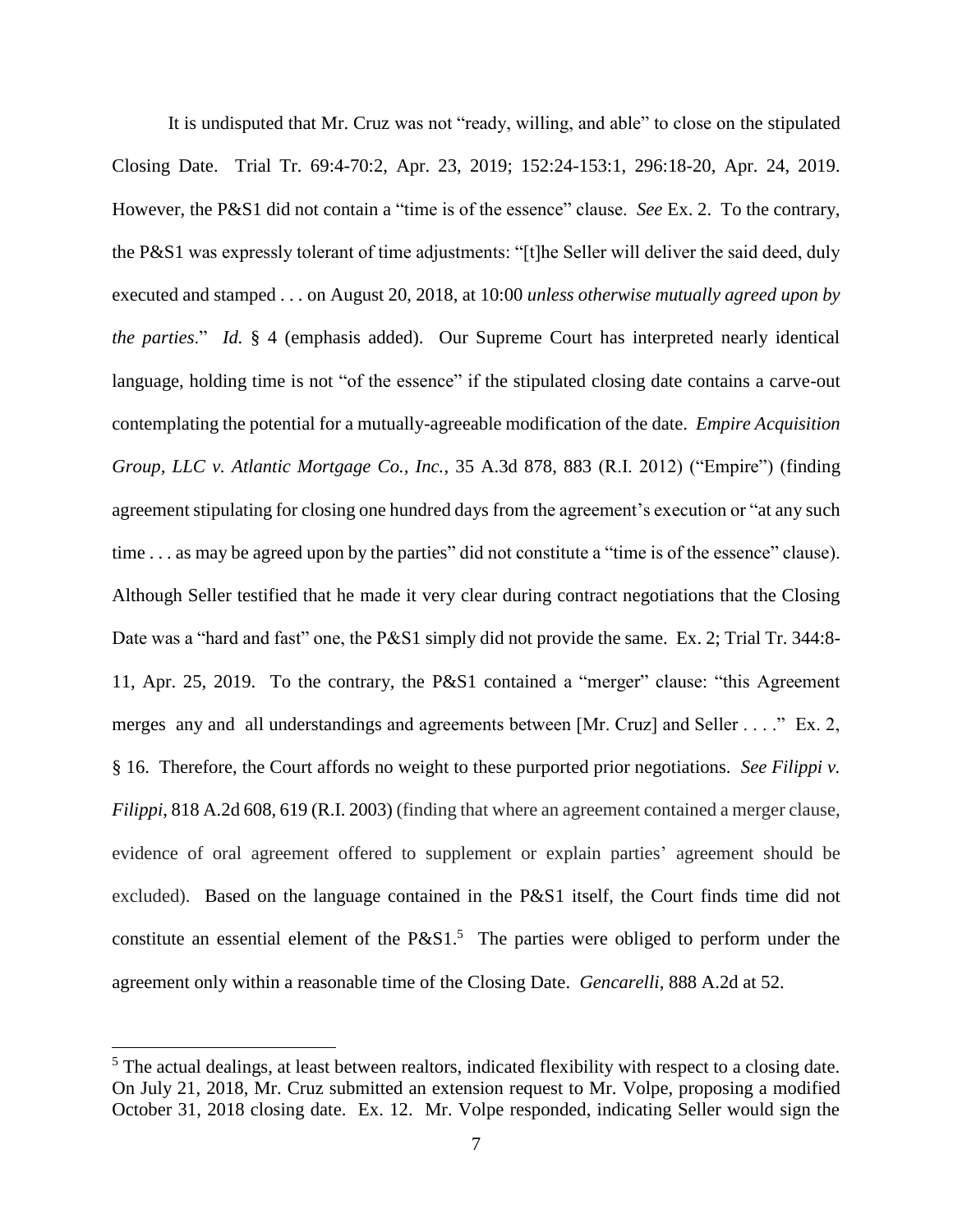It is undisputed that Mr. Cruz was not "ready, willing, and able" to close on the stipulated Closing Date. Trial Tr. 69:4-70:2, Apr. 23, 2019; 152:24-153:1, 296:18-20, Apr. 24, 2019. However, the P&S1 did not contain a "time is of the essence" clause. *See* Ex. 2. To the contrary, the P&S1 was expressly tolerant of time adjustments: "[t]he Seller will deliver the said deed, duly executed and stamped . . . on August 20, 2018, at 10:00 *unless otherwise mutually agreed upon by the parties*." *Id.* § 4 (emphasis added). Our Supreme Court has interpreted nearly identical language, holding time is not "of the essence" if the stipulated closing date contains a carve-out contemplating the potential for a mutually-agreeable modification of the date. *Empire Acquisition Group, LLC v. Atlantic Mortgage Co., Inc.*, 35 A.3d 878, 883 (R.I. 2012) ("Empire") (finding agreement stipulating for closing one hundred days from the agreement's execution or "at any such time . . . as may be agreed upon by the parties" did not constitute a "time is of the essence" clause). Although Seller testified that he made it very clear during contract negotiations that the Closing Date was a "hard and fast" one, the P&S1 simply did not provide the same. Ex. 2; Trial Tr. 344:8-11, Apr. 25, 2019. To the contrary, the P&S1 contained a "merger" clause: "this Agreement merges any and all understandings and agreements between [Mr. Cruz] and Seller . . . ." Ex. 2, § 16. Therefore, the Court affords no weight to these purported prior negotiations. *See Filippi v. Filippi*, 818 A.2d 608, 619 (R.I. 2003) (finding that where an agreement contained a merger clause, evidence of oral agreement offered to supplement or explain parties' agreement should be excluded). Based on the language contained in the P&S1 itself, the Court finds time did not constitute an essential element of the P&S1.[5] The parties were obliged to perform under the agreement only within a reasonable time of the Closing Date. *Gencarelli*, 888 A.2d at 52.

---

[5] The actual dealings, at least between realtors, indicated flexibility with respect to a closing date. On July 21, 2018, Mr. Cruz submitted an extension request to Mr. Volpe, proposing a modified October 31, 2018 closing date. Ex. 12. Mr. Volpe responded, indicating Seller would sign the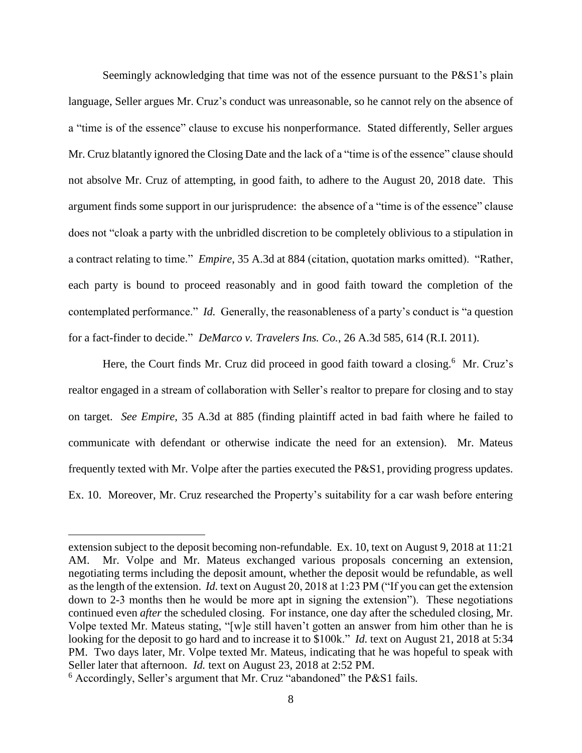Seemingly acknowledging that time was not of the essence pursuant to the P&S1's plain language, Seller argues Mr. Cruz's conduct was unreasonable, so he cannot rely on the absence of a "time is of the essence" clause to excuse his nonperformance. Stated differently, Seller argues Mr. Cruz blatantly ignored the Closing Date and the lack of a "time is of the essence" clause should not absolve Mr. Cruz of attempting, in good faith, to adhere to the August 20, 2018 date. This argument finds some support in our jurisprudence: the absence of a "time is of the essence" clause does not "cloak a party with the unbridled discretion to be completely oblivious to a stipulation in a contract relating to time." *Empire*, 35 A.3d at 884 (citation, quotation marks omitted). "Rather, each party is bound to proceed reasonably and in good faith toward the completion of the contemplated performance." *Id.* Generally, the reasonableness of a party's conduct is "a question for a fact-finder to decide." *DeMarco v. Travelers Ins. Co.*, 26 A.3d 585, 614 (R.I. 2011).

Here, the Court finds Mr. Cruz did proceed in good faith toward a closing.[6] Mr. Cruz's realtor engaged in a stream of collaboration with Seller's realtor to prepare for closing and to stay on target. *See Empire*, 35 A.3d at 885 (finding plaintiff acted in bad faith where he failed to communicate with defendant or otherwise indicate the need for an extension). Mr. Mateus frequently texted with Mr. Volpe after the parties executed the P&S1, providing progress updates. Ex. 10. Moreover, Mr. Cruz researched the Property's suitability for a car wash before entering

---

extension subject to the deposit becoming non-refundable. Ex. 10, text on August 9, 2018 at 11:21 AM. Mr. Volpe and Mr. Mateus exchanged various proposals concerning an extension, negotiating terms including the deposit amount, whether the deposit would be refundable, as well as the length of the extension. *Id.* text on August 20, 2018 at 1:23 PM ("If you can get the extension down to 2-3 months then he would be more apt in signing the extension"). These negotiations continued even *after* the scheduled closing. For instance, one day after the scheduled closing, Mr. Volpe texted Mr. Mateus stating, "[w]e still haven't gotten an answer from him other than he is looking for the deposit to go hard and to increase it to $100k." *Id.* text on August 21, 2018 at 5:34 PM. Two days later, Mr. Volpe texted Mr. Mateus, indicating that he was hopeful to speak with Seller later that afternoon. *Id.* text on August 23, 2018 at 2:52 PM.

[6] Accordingly, Seller's argument that Mr. Cruz "abandoned" the P&S1 fails.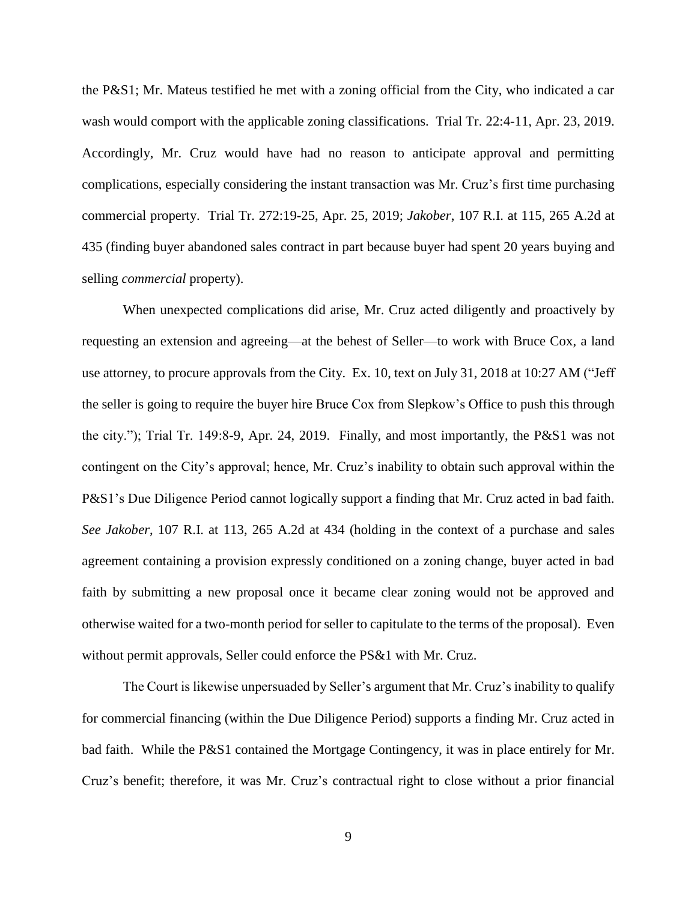the P&S1; Mr. Mateus testified he met with a zoning official from the City, who indicated a car wash would comport with the applicable zoning classifications. Trial Tr. 22:4-11, Apr. 23, 2019. Accordingly, Mr. Cruz would have had no reason to anticipate approval and permitting complications, especially considering the instant transaction was Mr. Cruz's first time purchasing commercial property. Trial Tr. 272:19-25, Apr. 25, 2019; *Jakober*, 107 R.I. at 115, 265 A.2d at 435 (finding buyer abandoned sales contract in part because buyer had spent 20 years buying and selling *commercial* property).

When unexpected complications did arise, Mr. Cruz acted diligently and proactively by requesting an extension and agreeing—at the behest of Seller—to work with Bruce Cox, a land use attorney, to procure approvals from the City. Ex. 10, text on July 31, 2018 at 10:27 AM ("Jeff the seller is going to require the buyer hire Bruce Cox from Slepkow's Office to push this through the city."); Trial Tr. 149:8-9, Apr. 24, 2019. Finally, and most importantly, the P&S1 was not contingent on the City's approval; hence, Mr. Cruz's inability to obtain such approval within the P&S1's Due Diligence Period cannot logically support a finding that Mr. Cruz acted in bad faith. *See Jakober*, 107 R.I. at 113, 265 A.2d at 434 (holding in the context of a purchase and sales agreement containing a provision expressly conditioned on a zoning change, buyer acted in bad faith by submitting a new proposal once it became clear zoning would not be approved and otherwise waited for a two-month period for seller to capitulate to the terms of the proposal). Even without permit approvals, Seller could enforce the PS&1 with Mr. Cruz.

The Court is likewise unpersuaded by Seller's argument that Mr. Cruz's inability to qualify for commercial financing (within the Due Diligence Period) supports a finding Mr. Cruz acted in bad faith. While the P&S1 contained the Mortgage Contingency, it was in place entirely for Mr. Cruz's benefit; therefore, it was Mr. Cruz's contractual right to close without a prior financial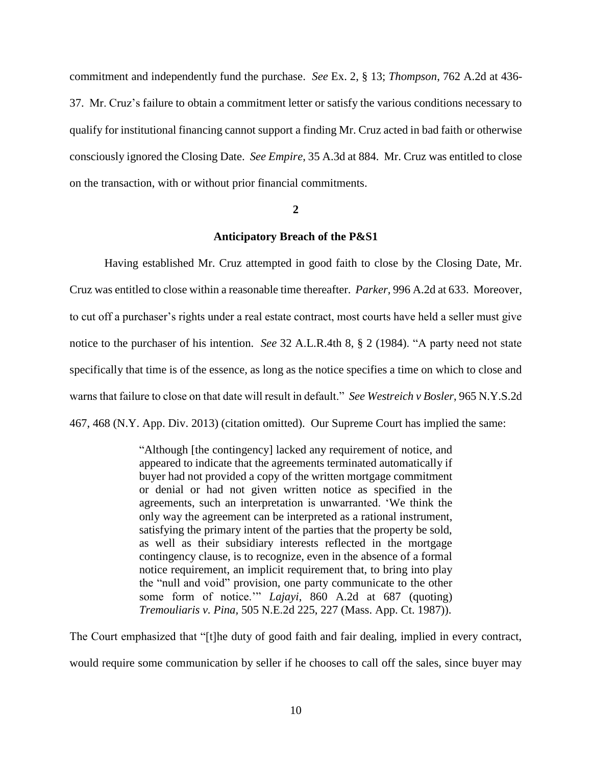commitment and independently fund the purchase. *See* Ex. 2, § 13; *Thompson*, 762 A.2d at 436-37. Mr. Cruz's failure to obtain a commitment letter or satisfy the various conditions necessary to qualify for institutional financing cannot support a finding Mr. Cruz acted in bad faith or otherwise consciously ignored the Closing Date. *See Empire*, 35 A.3d at 884. Mr. Cruz was entitled to close on the transaction, with or without prior financial commitments.

**2**

**Anticipatory Breach of the P&S1**

Having established Mr. Cruz attempted in good faith to close by the Closing Date, Mr. Cruz was entitled to close within a reasonable time thereafter. *Parker*, 996 A.2d at 633. Moreover, to cut off a purchaser's rights under a real estate contract, most courts have held a seller must give notice to the purchaser of his intention. *See* 32 A.L.R.4th 8, § 2 (1984). "A party need not state specifically that time is of the essence, as long as the notice specifies a time on which to close and warns that failure to close on that date will result in default." *See Westreich v Bosler*, 965 N.Y.S.2d 467, 468 (N.Y. App. Div. 2013) (citation omitted). Our Supreme Court has implied the same:

> "Although [the contingency] lacked any requirement of notice, and appeared to indicate that the agreements terminated automatically if buyer had not provided a copy of the written mortgage commitment or denial or had not given written notice as specified in the agreements, such an interpretation is unwarranted. 'We think the only way the agreement can be interpreted as a rational instrument, satisfying the primary intent of the parties that the property be sold, as well as their subsidiary interests reflected in the mortgage contingency clause, is to recognize, even in the absence of a formal notice requirement, an implicit requirement that, to bring into play the "null and void" provision, one party communicate to the other some form of notice.'" *Lajayi*, 860 A.2d at 687 (quoting) *Tremouliaris v. Pina*, 505 N.E.2d 225, 227 (Mass. App. Ct. 1987)).

The Court emphasized that "[t]he duty of good faith and fair dealing, implied in every contract, would require some communication by seller if he chooses to call off the sales, since buyer may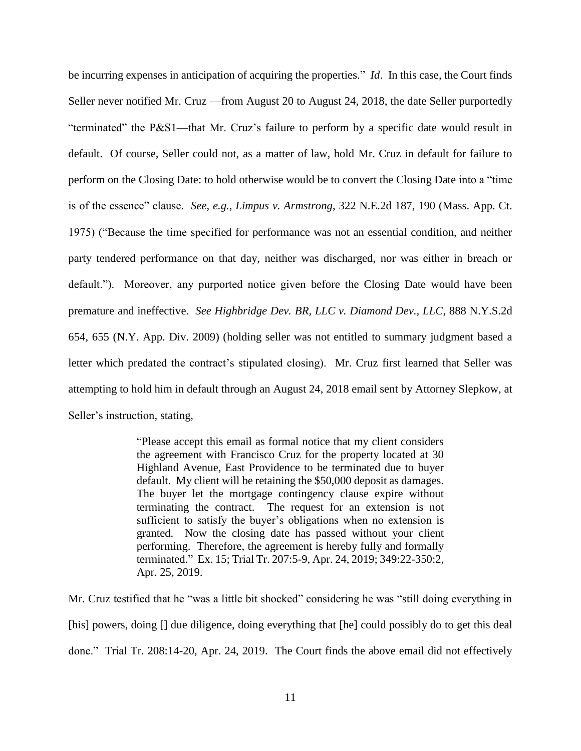be incurring expenses in anticipation of acquiring the properties." *Id*. In this case, the Court finds Seller never notified Mr. Cruz —from August 20 to August 24, 2018, the date Seller purportedly "terminated" the P&S1—that Mr. Cruz's failure to perform by a specific date would result in default. Of course, Seller could not, as a matter of law, hold Mr. Cruz in default for failure to perform on the Closing Date: to hold otherwise would be to convert the Closing Date into a "time is of the essence" clause. *See, e.g.*, *Limpus v. Armstrong*, 322 N.E.2d 187, 190 (Mass. App. Ct. 1975) ("Because the time specified for performance was not an essential condition, and neither party tendered performance on that day, neither was discharged, nor was either in breach or default."). Moreover, any purported notice given before the Closing Date would have been premature and ineffective. *See Highbridge Dev. BR, LLC v. Diamond Dev., LLC*, 888 N.Y.S.2d 654, 655 (N.Y. App. Div. 2009) (holding seller was not entitled to summary judgment based a letter which predated the contract's stipulated closing). Mr. Cruz first learned that Seller was attempting to hold him in default through an August 24, 2018 email sent by Attorney Slepkow, at Seller's instruction, stating,

> "Please accept this email as formal notice that my client considers the agreement with Francisco Cruz for the property located at 30 Highland Avenue, East Providence to be terminated due to buyer default. My client will be retaining the $50,000 deposit as damages. The buyer let the mortgage contingency clause expire without terminating the contract. The request for an extension is not sufficient to satisfy the buyer's obligations when no extension is granted. Now the closing date has passed without your client performing. Therefore, the agreement is hereby fully and formally terminated." Ex. 15; Trial Tr. 207:5-9, Apr. 24, 2019; 349:22-350:2, Apr. 25, 2019.

Mr. Cruz testified that he "was a little bit shocked" considering he was "still doing everything in [his] powers, doing [] due diligence, doing everything that [he] could possibly do to get this deal done." Trial Tr. 208:14-20, Apr. 24, 2019. The Court finds the above email did not effectively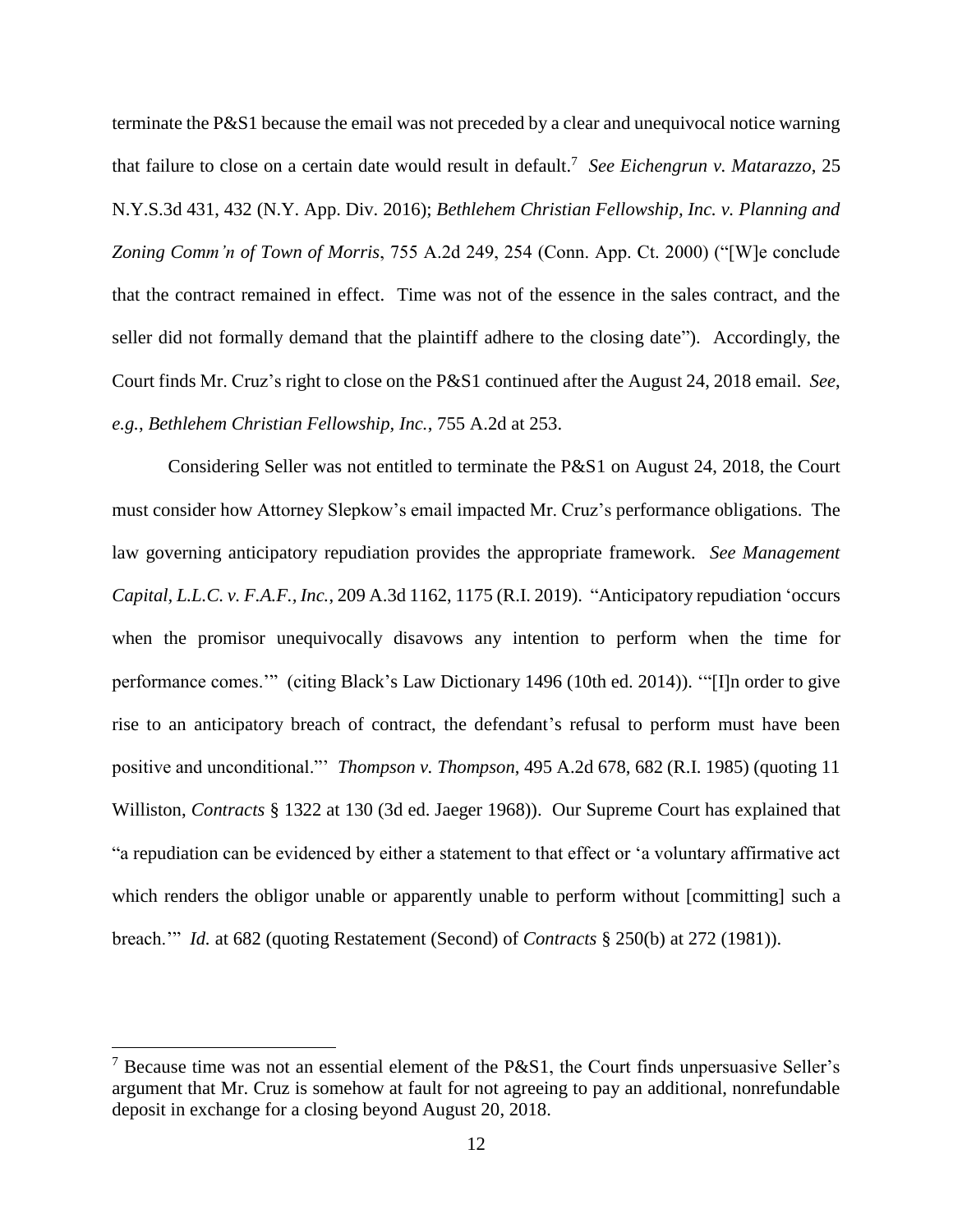terminate the P&S1 because the email was not preceded by a clear and unequivocal notice warning that failure to close on a certain date would result in default.[7] *See Eichengrun v. Matarazzo*, 25 N.Y.S.3d 431, 432 (N.Y. App. Div. 2016); *Bethlehem Christian Fellowship, Inc. v. Planning and Zoning Comm'n of Town of Morris*, 755 A.2d 249, 254 (Conn. App. Ct. 2000) ("[W]e conclude that the contract remained in effect. Time was not of the essence in the sales contract, and the seller did not formally demand that the plaintiff adhere to the closing date"). Accordingly, the Court finds Mr. Cruz's right to close on the P&S1 continued after the August 24, 2018 email. *See, e.g.*, *Bethlehem Christian Fellowship, Inc.*, 755 A.2d at 253.

Considering Seller was not entitled to terminate the P&S1 on August 24, 2018, the Court must consider how Attorney Slepkow's email impacted Mr. Cruz's performance obligations. The law governing anticipatory repudiation provides the appropriate framework. *See Management Capital, L.L.C. v. F.A.F., Inc.*, 209 A.3d 1162, 1175 (R.I. 2019). "Anticipatory repudiation 'occurs when the promisor unequivocally disavows any intention to perform when the time for performance comes.'" (citing Black's Law Dictionary 1496 (10th ed. 2014)). '"[I]n order to give rise to an anticipatory breach of contract, the defendant's refusal to perform must have been positive and unconditional."' *Thompson v. Thompson*, 495 A.2d 678, 682 (R.I. 1985) (quoting 11 Williston, *Contracts* § 1322 at 130 (3d ed. Jaeger 1968)). Our Supreme Court has explained that "a repudiation can be evidenced by either a statement to that effect or 'a voluntary affirmative act which renders the obligor unable or apparently unable to perform without [committing] such a breach.'" *Id.* at 682 (quoting Restatement (Second) of *Contracts* § 250(b) at 272 (1981)).

---

[7] Because time was not an essential element of the P&S1, the Court finds unpersuasive Seller's argument that Mr. Cruz is somehow at fault for not agreeing to pay an additional, nonrefundable deposit in exchange for a closing beyond August 20, 2018.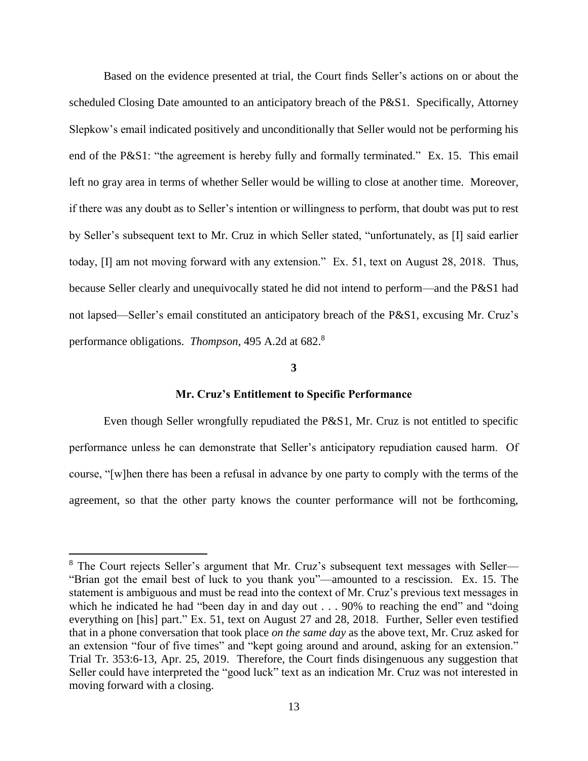Based on the evidence presented at trial, the Court finds Seller's actions on or about the scheduled Closing Date amounted to an anticipatory breach of the P&S1. Specifically, Attorney Slepkow's email indicated positively and unconditionally that Seller would not be performing his end of the P&S1: "the agreement is hereby fully and formally terminated." Ex. 15. This email left no gray area in terms of whether Seller would be willing to close at another time. Moreover, if there was any doubt as to Seller's intention or willingness to perform, that doubt was put to rest by Seller's subsequent text to Mr. Cruz in which Seller stated, "unfortunately, as [I] said earlier today, [I] am not moving forward with any extension." Ex. 51, text on August 28, 2018. Thus, because Seller clearly and unequivocally stated he did not intend to perform—and the P&S1 had not lapsed—Seller's email constituted an anticipatory breach of the P&S1, excusing Mr. Cruz's performance obligations. *Thompson*, 495 A.2d at 682.[8]

**3**

**Mr. Cruz's Entitlement to Specific Performance**

Even though Seller wrongfully repudiated the P&S1, Mr. Cruz is not entitled to specific performance unless he can demonstrate that Seller's anticipatory repudiation caused harm. Of course, "[w]hen there has been a refusal in advance by one party to comply with the terms of the agreement, so that the other party knows the counter performance will not be forthcoming,

---

[8] The Court rejects Seller's argument that Mr. Cruz's subsequent text messages with Seller—"Brian got the email best of luck to you thank you"—amounted to a rescission. Ex. 15. The statement is ambiguous and must be read into the context of Mr. Cruz's previous text messages in which he indicated he had "been day in and day out . . . 90% to reaching the end" and "doing everything on [his] part." Ex. 51, text on August 27 and 28, 2018. Further, Seller even testified that in a phone conversation that took place *on the same day* as the above text, Mr. Cruz asked for an extension "four of five times" and "kept going around and around, asking for an extension." Trial Tr. 353:6-13, Apr. 25, 2019. Therefore, the Court finds disingenuous any suggestion that Seller could have interpreted the "good luck" text as an indication Mr. Cruz was not interested in moving forward with a closing.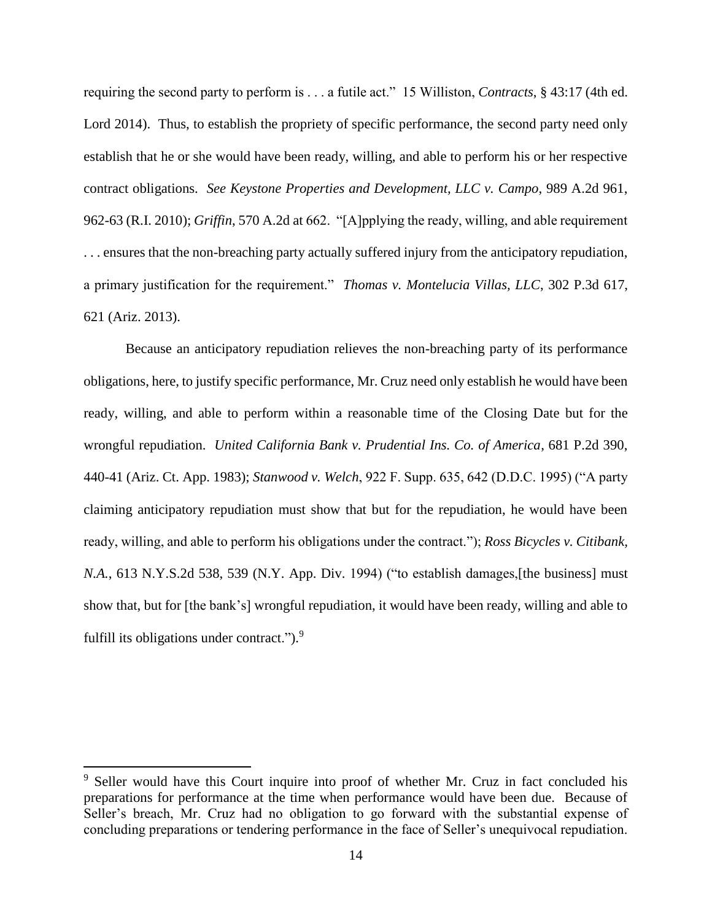requiring the second party to perform is . . . a futile act." 15 Williston, *Contracts*, § 43:17 (4th ed. Lord 2014). Thus, to establish the propriety of specific performance, the second party need only establish that he or she would have been ready, willing, and able to perform his or her respective contract obligations. *See Keystone Properties and Development, LLC v. Campo*, 989 A.2d 961, 962-63 (R.I. 2010); *Griffin*, 570 A.2d at 662. "[A]pplying the ready, willing, and able requirement . . . ensures that the non-breaching party actually suffered injury from the anticipatory repudiation, a primary justification for the requirement." *Thomas v. Montelucia Villas, LLC*, 302 P.3d 617, 621 (Ariz. 2013).

Because an anticipatory repudiation relieves the non-breaching party of its performance obligations, here, to justify specific performance, Mr. Cruz need only establish he would have been ready, willing, and able to perform within a reasonable time of the Closing Date but for the wrongful repudiation. *United California Bank v. Prudential Ins. Co. of America*, 681 P.2d 390, 440-41 (Ariz. Ct. App. 1983); *Stanwood v. Welch*, 922 F. Supp. 635, 642 (D.D.C. 1995) ("A party claiming anticipatory repudiation must show that but for the repudiation, he would have been ready, willing, and able to perform his obligations under the contract."); *Ross Bicycles v. Citibank, N.A.*, 613 N.Y.S.2d 538, 539 (N.Y. App. Div. 1994) ("to establish damages,[the business] must show that, but for [the bank's] wrongful repudiation, it would have been ready, willing and able to fulfill its obligations under contract.").[9]

---

[9] Seller would have this Court inquire into proof of whether Mr. Cruz in fact concluded his preparations for performance at the time when performance would have been due. Because of Seller's breach, Mr. Cruz had no obligation to go forward with the substantial expense of concluding preparations or tendering performance in the face of Seller's unequivocal repudiation.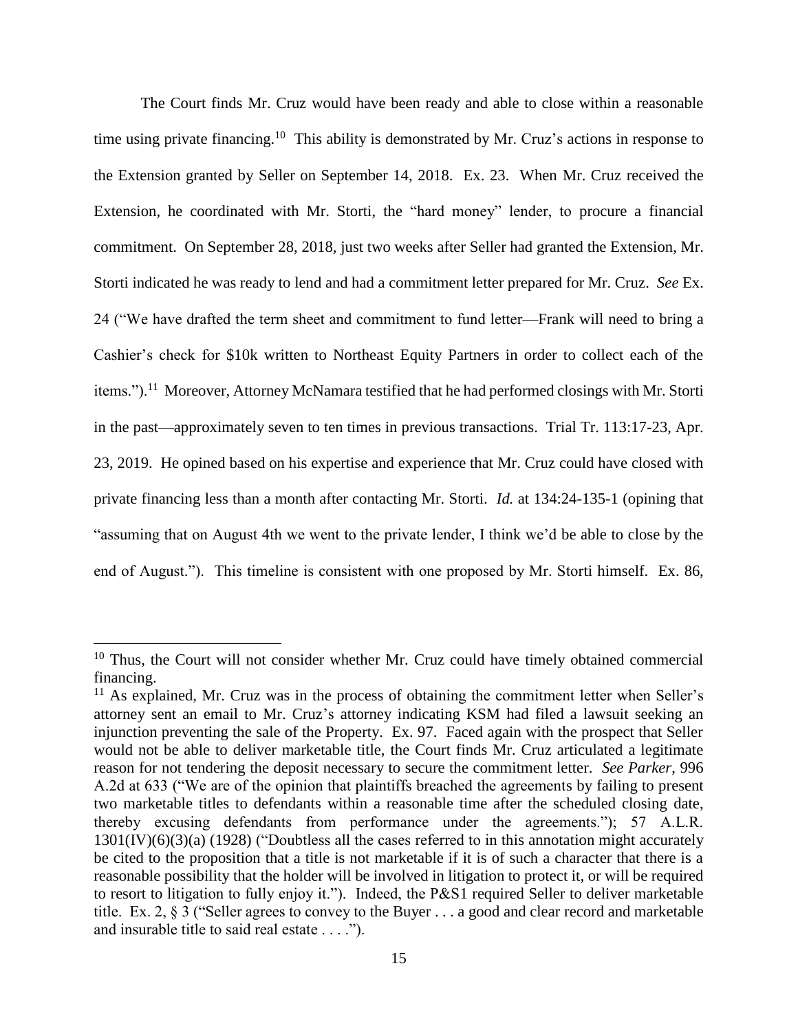The Court finds Mr. Cruz would have been ready and able to close within a reasonable time using private financing.[10] This ability is demonstrated by Mr. Cruz's actions in response to the Extension granted by Seller on September 14, 2018. Ex. 23. When Mr. Cruz received the Extension, he coordinated with Mr. Storti, the "hard money" lender, to procure a financial commitment. On September 28, 2018, just two weeks after Seller had granted the Extension, Mr. Storti indicated he was ready to lend and had a commitment letter prepared for Mr. Cruz. *See* Ex. 24 ("We have drafted the term sheet and commitment to fund letter—Frank will need to bring a Cashier's check for $10k written to Northeast Equity Partners in order to collect each of the items.").[11] Moreover, Attorney McNamara testified that he had performed closings with Mr. Storti in the past—approximately seven to ten times in previous transactions. Trial Tr. 113:17-23, Apr. 23, 2019. He opined based on his expertise and experience that Mr. Cruz could have closed with private financing less than a month after contacting Mr. Storti. *Id.* at 134:24-135-1 (opining that "assuming that on August 4th we went to the private lender, I think we'd be able to close by the end of August."). This timeline is consistent with one proposed by Mr. Storti himself. Ex. 86,

---

[10] Thus, the Court will not consider whether Mr. Cruz could have timely obtained commercial financing.

[11] As explained, Mr. Cruz was in the process of obtaining the commitment letter when Seller's attorney sent an email to Mr. Cruz's attorney indicating KSM had filed a lawsuit seeking an injunction preventing the sale of the Property. Ex. 97. Faced again with the prospect that Seller would not be able to deliver marketable title, the Court finds Mr. Cruz articulated a legitimate reason for not tendering the deposit necessary to secure the commitment letter. *See Parker*, 996 A.2d at 633 ("We are of the opinion that plaintiffs breached the agreements by failing to present two marketable titles to defendants within a reasonable time after the scheduled closing date, thereby excusing defendants from performance under the agreements."); 57 A.L.R. 1301(IV)(6)(3)(a) (1928) ("Doubtless all the cases referred to in this annotation might accurately be cited to the proposition that a title is not marketable if it is of such a character that there is a reasonable possibility that the holder will be involved in litigation to protect it, or will be required to resort to litigation to fully enjoy it."). Indeed, the P&S1 required Seller to deliver marketable title. Ex. 2, § 3 ("Seller agrees to convey to the Buyer . . . a good and clear record and marketable and insurable title to said real estate . . . .").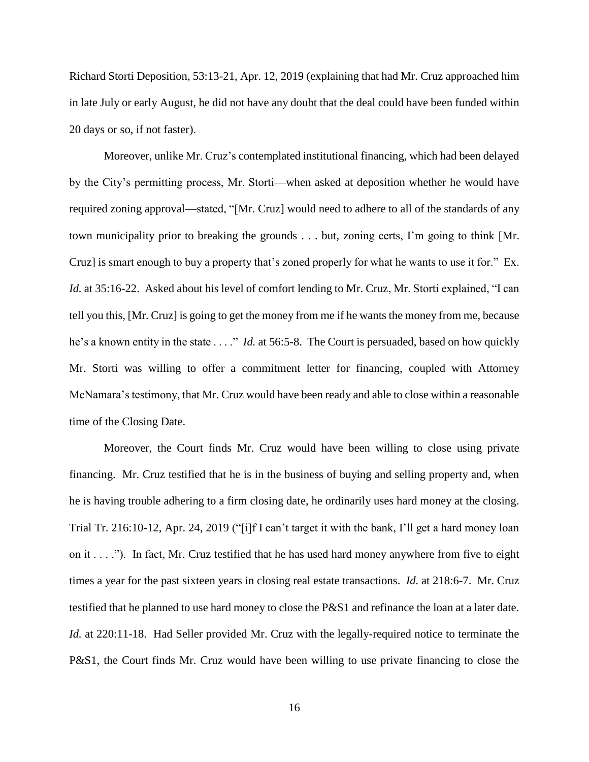Richard Storti Deposition, 53:13-21, Apr. 12, 2019 (explaining that had Mr. Cruz approached him in late July or early August, he did not have any doubt that the deal could have been funded within 20 days or so, if not faster).

Moreover, unlike Mr. Cruz's contemplated institutional financing, which had been delayed by the City's permitting process, Mr. Storti—when asked at deposition whether he would have required zoning approval—stated, "[Mr. Cruz] would need to adhere to all of the standards of any town municipality prior to breaking the grounds . . . but, zoning certs, I'm going to think [Mr. Cruz] is smart enough to buy a property that's zoned properly for what he wants to use it for." Ex. *Id.* at 35:16-22. Asked about his level of comfort lending to Mr. Cruz, Mr. Storti explained, "I can tell you this, [Mr. Cruz] is going to get the money from me if he wants the money from me, because he's a known entity in the state . . . ." *Id.* at 56:5-8. The Court is persuaded, based on how quickly Mr. Storti was willing to offer a commitment letter for financing, coupled with Attorney McNamara's testimony, that Mr. Cruz would have been ready and able to close within a reasonable time of the Closing Date.

Moreover, the Court finds Mr. Cruz would have been willing to close using private financing. Mr. Cruz testified that he is in the business of buying and selling property and, when he is having trouble adhering to a firm closing date, he ordinarily uses hard money at the closing. Trial Tr. 216:10-12, Apr. 24, 2019 ("[i]f I can't target it with the bank, I'll get a hard money loan on it . . . ."). In fact, Mr. Cruz testified that he has used hard money anywhere from five to eight times a year for the past sixteen years in closing real estate transactions. *Id.* at 218:6-7. Mr. Cruz testified that he planned to use hard money to close the P&S1 and refinance the loan at a later date. *Id.* at 220:11-18. Had Seller provided Mr. Cruz with the legally-required notice to terminate the P&S1, the Court finds Mr. Cruz would have been willing to use private financing to close the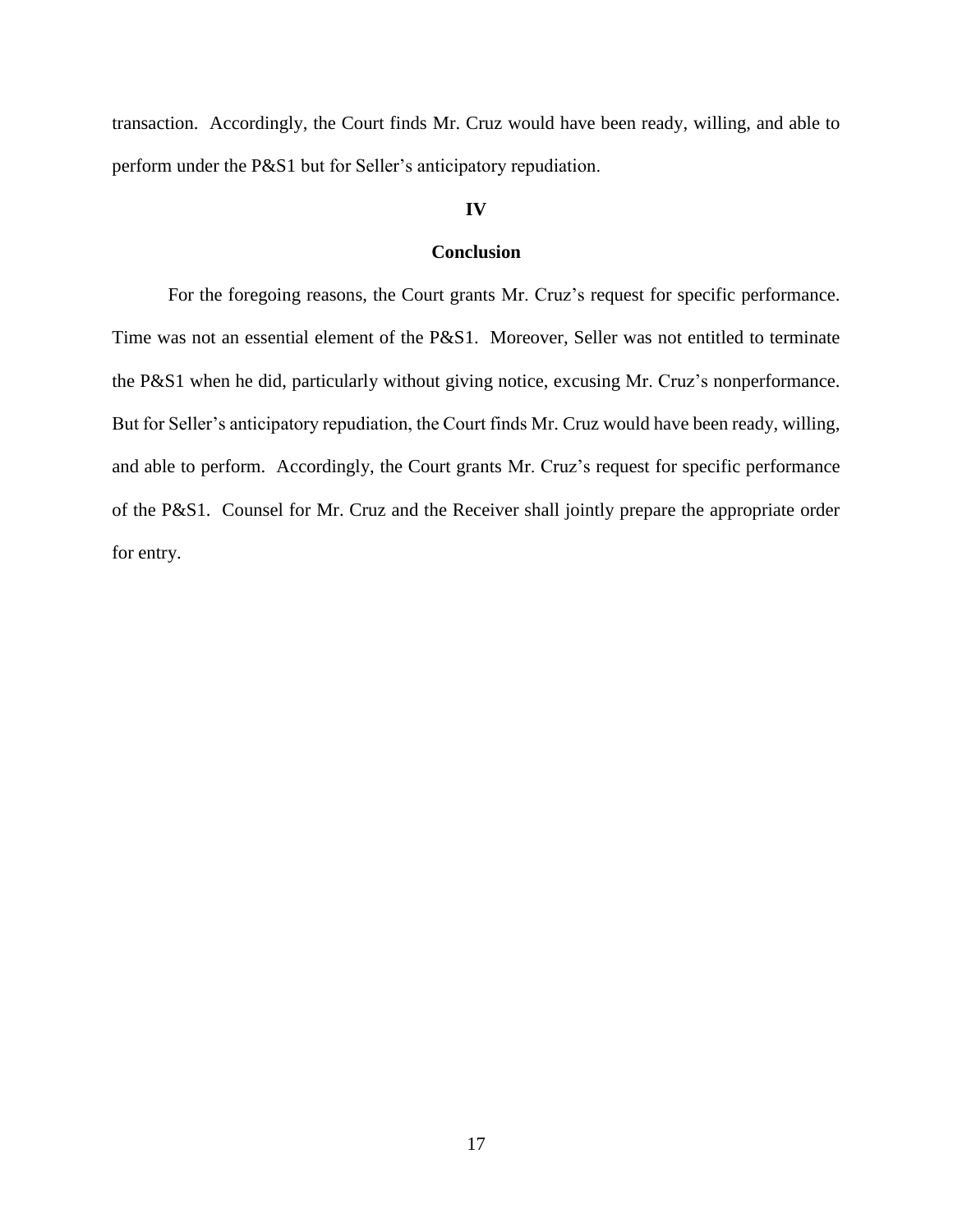transaction. Accordingly, the Court finds Mr. Cruz would have been ready, willing, and able to perform under the P&S1 but for Seller's anticipatory repudiation.

## IV

## Conclusion

For the foregoing reasons, the Court grants Mr. Cruz's request for specific performance. Time was not an essential element of the P&S1. Moreover, Seller was not entitled to terminate the P&S1 when he did, particularly without giving notice, excusing Mr. Cruz's nonperformance. But for Seller's anticipatory repudiation, the Court finds Mr. Cruz would have been ready, willing, and able to perform. Accordingly, the Court grants Mr. Cruz's request for specific performance of the P&S1. Counsel for Mr. Cruz and the Receiver shall jointly prepare the appropriate order for entry.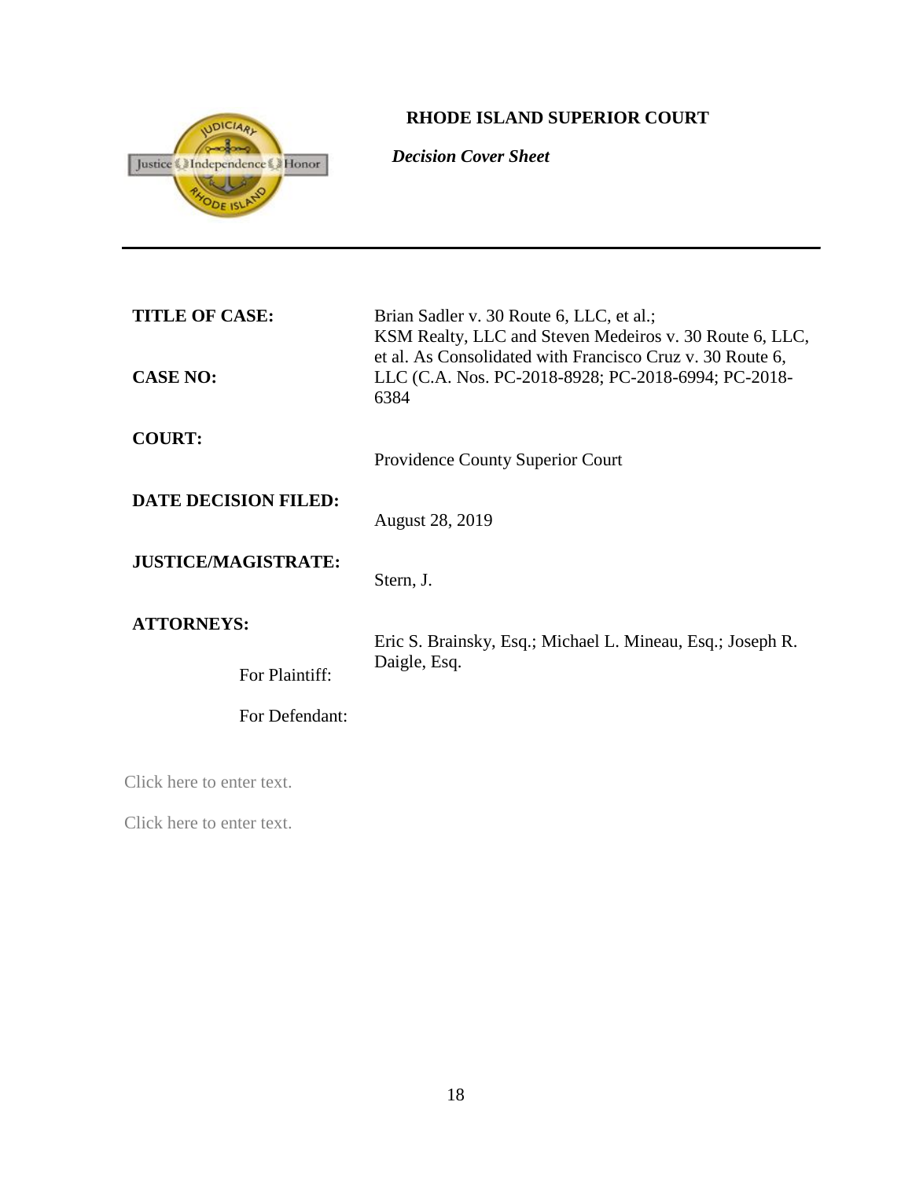# RHODE ISLAND SUPERIOR COURT

***Decision Cover Sheet***

---

| | |
|---|---|
| **TITLE OF CASE:** | Brian Sadler v. 30 Route 6, LLC, et al.; KSM Realty, LLC and Steven Medeiros v. 30 Route 6, LLC, et al. As Consolidated with Francisco Cruz v. 30 Route 6, |
| **CASE NO:** | LLC (C.A. Nos. PC-2018-8928; PC-2018-6994; PC-2018-6384 |
| **COURT:** | Providence County Superior Court |
| **DATE DECISION FILED:** | August 28, 2019 |
| **JUSTICE/MAGISTRATE:** | Stern, J. |
| **ATTORNEYS:** | |
| For Plaintiff: | Eric S. Brainsky, Esq.; Michael L. Mineau, Esq.; Joseph R. Daigle, Esq. |
| For Defendant: | |

Click here to enter text.

Click here to enter text.